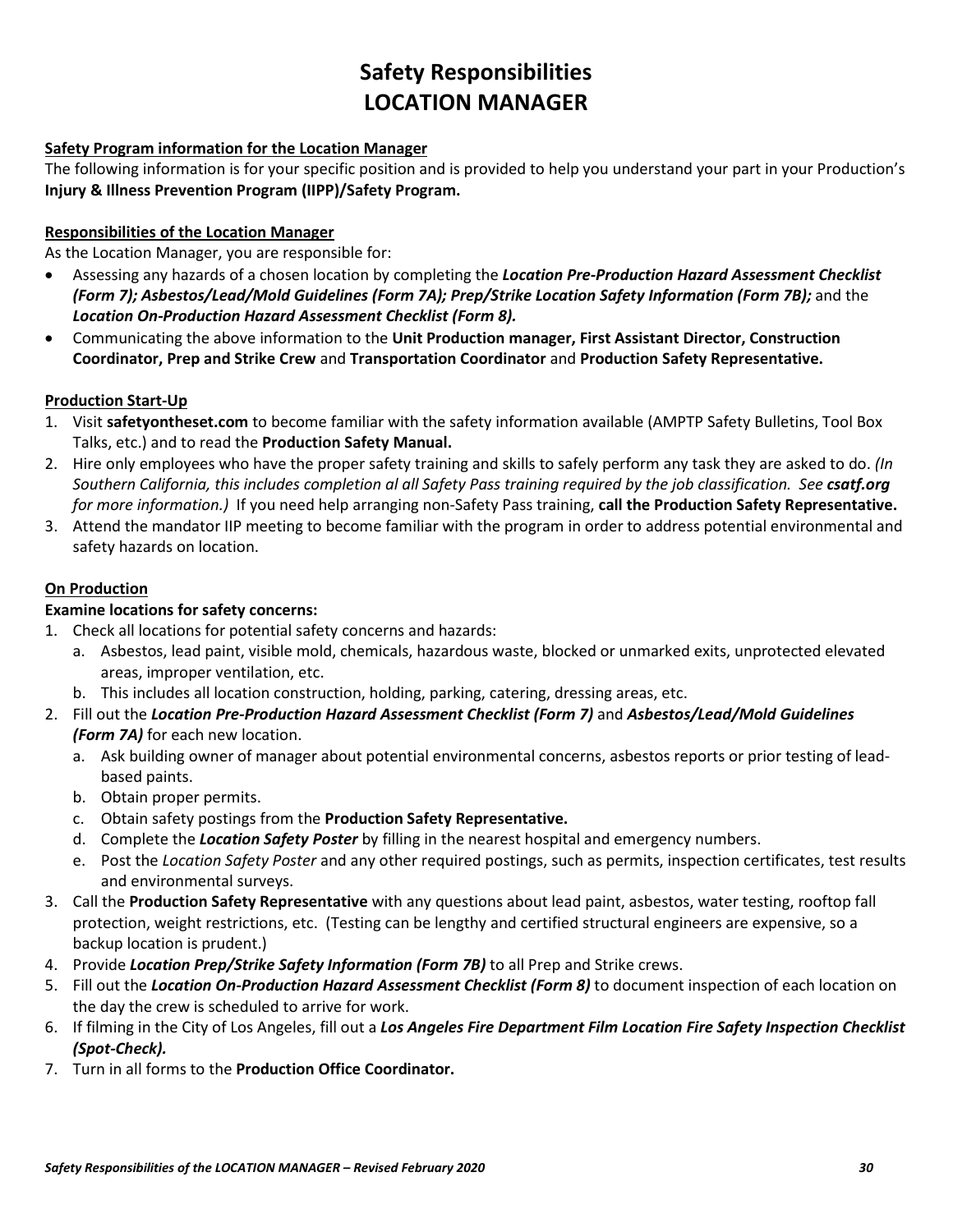# Safety Responsibilities
# LOCATION MANAGER

**Safety Program information for the Location Manager**

The following information is for your specific position and is provided to help you understand your part in your Production's **Injury & Illness Prevention Program (IIPP)/Safety Program.**

**Responsibilities of the Location Manager**

As the Location Manager, you are responsible for:

- Assessing any hazards of a chosen location by completing the ***Location Pre-Production Hazard Assessment Checklist (Form 7); Asbestos/Lead/Mold Guidelines (Form 7A); Prep/Strike Location Safety Information (Form 7B);*** and the ***Location On-Production Hazard Assessment Checklist (Form 8).***
- Communicating the above information to the **Unit Production manager, First Assistant Director, Construction Coordinator, Prep and Strike Crew** and **Transportation Coordinator** and **Production Safety Representative.**

**Production Start-Up**

1. Visit **safetyontheset.com** to become familiar with the safety information available (AMPTP Safety Bulletins, Tool Box Talks, etc.) and to read the **Production Safety Manual.**
2. Hire only employees who have the proper safety training and skills to safely perform any task they are asked to do. *(In Southern California, this includes completion al all Safety Pass training required by the job classification. See **csatf.org** for more information.)* If you need help arranging non-Safety Pass training, **call the Production Safety Representative.**
3. Attend the mandator IIP meeting to become familiar with the program in order to address potential environmental and safety hazards on location.

**On Production**

**Examine locations for safety concerns:**

1. Check all locations for potential safety concerns and hazards:
   a. Asbestos, lead paint, visible mold, chemicals, hazardous waste, blocked or unmarked exits, unprotected elevated areas, improper ventilation, etc.
   b. This includes all location construction, holding, parking, catering, dressing areas, etc.
2. Fill out the ***Location Pre-Production Hazard Assessment Checklist (Form 7)*** and ***Asbestos/Lead/Mold Guidelines (Form 7A)*** for each new location.
   a. Ask building owner of manager about potential environmental concerns, asbestos reports or prior testing of lead-based paints.
   b. Obtain proper permits.
   c. Obtain safety postings from the **Production Safety Representative.**
   d. Complete the ***Location Safety Poster*** by filling in the nearest hospital and emergency numbers.
   e. Post the *Location Safety Poster* and any other required postings, such as permits, inspection certificates, test results and environmental surveys.
3. Call the **Production Safety Representative** with any questions about lead paint, asbestos, water testing, rooftop fall protection, weight restrictions, etc. (Testing can be lengthy and certified structural engineers are expensive, so a backup location is prudent.)
4. Provide ***Location Prep/Strike Safety Information (Form 7B)*** to all Prep and Strike crews.
5. Fill out the ***Location On-Production Hazard Assessment Checklist (Form 8)*** to document inspection of each location on the day the crew is scheduled to arrive for work.
6. If filming in the City of Los Angeles, fill out a ***Los Angeles Fire Department Film Location Fire Safety Inspection Checklist (Spot-Check).***
7. Turn in all forms to the **Production Office Coordinator.**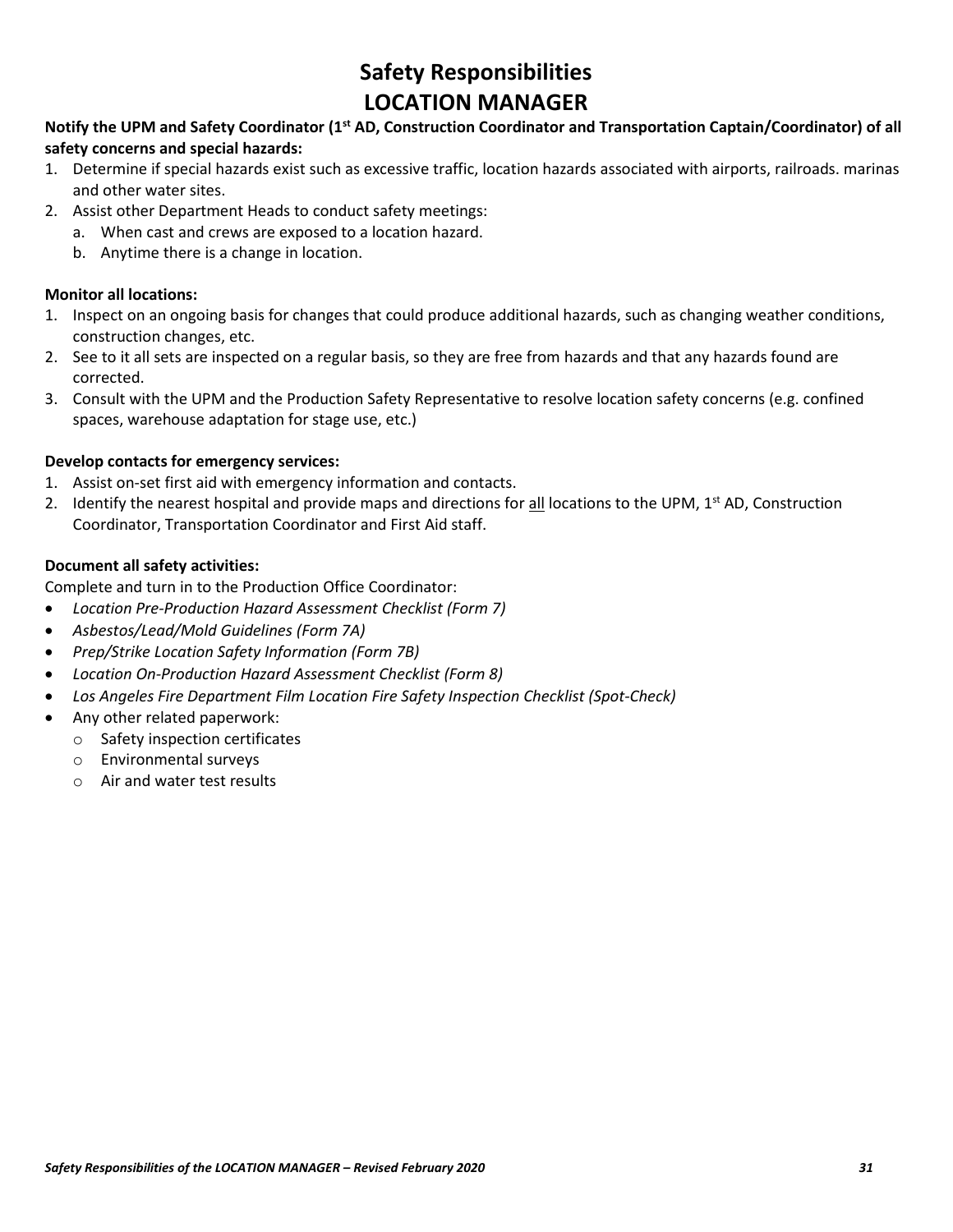# Safety Responsibilities
# LOCATION MANAGER

**Notify the UPM and Safety Coordinator (1st AD, Construction Coordinator and Transportation Captain/Coordinator) of all safety concerns and special hazards:**

1. Determine if special hazards exist such as excessive traffic, location hazards associated with airports, railroads. marinas and other water sites.
2. Assist other Department Heads to conduct safety meetings:
   a. When cast and crews are exposed to a location hazard.
   b. Anytime there is a change in location.

**Monitor all locations:**

1. Inspect on an ongoing basis for changes that could produce additional hazards, such as changing weather conditions, construction changes, etc.
2. See to it all sets are inspected on a regular basis, so they are free from hazards and that any hazards found are corrected.
3. Consult with the UPM and the Production Safety Representative to resolve location safety concerns (e.g. confined spaces, warehouse adaptation for stage use, etc.)

**Develop contacts for emergency services:**

1. Assist on-set first aid with emergency information and contacts.
2. Identify the nearest hospital and provide maps and directions for <u>all</u> locations to the UPM, 1st AD, Construction Coordinator, Transportation Coordinator and First Aid staff.

**Document all safety activities:**

Complete and turn in to the Production Office Coordinator:

- *Location Pre-Production Hazard Assessment Checklist (Form 7)*
- *Asbestos/Lead/Mold Guidelines (Form 7A)*
- *Prep/Strike Location Safety Information (Form 7B)*
- *Location On-Production Hazard Assessment Checklist (Form 8)*
- *Los Angeles Fire Department Film Location Fire Safety Inspection Checklist (Spot-Check)*
- Any other related paperwork:
  - Safety inspection certificates
  - Environmental surveys
  - Air and water test results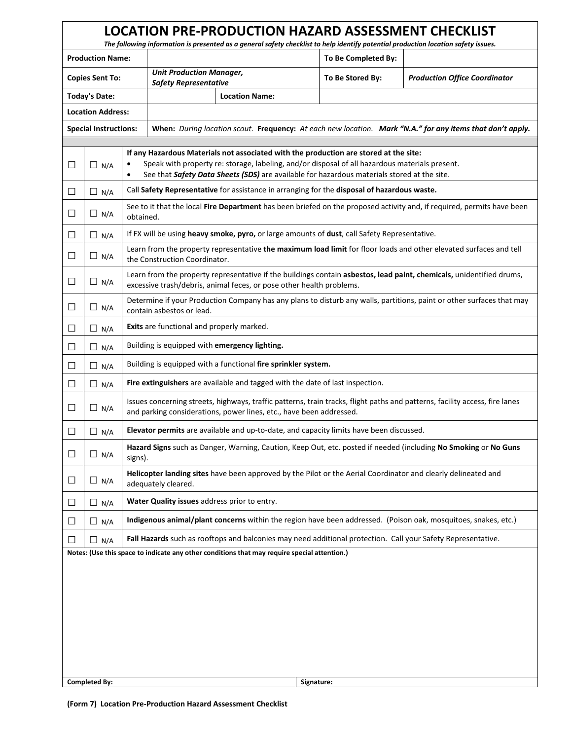# LOCATION PRE-PRODUCTION HAZARD ASSESSMENT CHECKLIST

*The following information is presented as a general safety checklist to help identify potential production location safety issues.*

| | | | |
|---|---|---|---|
| **Production Name:** | | **To Be Completed By:** | |
| **Copies Sent To:** | ***Unit Production Manager, Safety Representative*** | **To Be Stored By:** | ***Production Office Coordinator*** |
| **Today's Date:** | | **Location Name:** | |
| **Location Address:** | | | |
| **Special Instructions:** | **When:** *During location scout.* **Frequency:** *At each new location.* ***Mark "N.A." for any items that don't apply.*** | | |

| | | |
|---|---|---|
| ☐ | ☐ N/A | **If any Hazardous Materials not associated with the production are stored at the site:** • Speak with property re: storage, labeling, and/or disposal of all hazardous materials present. • See that ***Safety Data Sheets (SDS)*** are available for hazardous materials stored at the site. |
| ☐ | ☐ N/A | Call **Safety Representative** for assistance in arranging for the **disposal of hazardous waste.** |
| ☐ | ☐ N/A | See to it that the local **Fire Department** has been briefed on the proposed activity and, if required, permits have been obtained. |
| ☐ | ☐ N/A | If FX will be using **heavy smoke, pyro,** or large amounts of **dust**, call Safety Representative. |
| ☐ | ☐ N/A | Learn from the property representative **the maximum load limit** for floor loads and other elevated surfaces and tell the Construction Coordinator. |
| ☐ | ☐ N/A | Learn from the property representative if the buildings contain **asbestos, lead paint, chemicals,** unidentified drums, excessive trash/debris, animal feces, or pose other health problems. |
| ☐ | ☐ N/A | Determine if your Production Company has any plans to disturb any walls, partitions, paint or other surfaces that may contain asbestos or lead. |
| ☐ | ☐ N/A | **Exits** are functional and properly marked. |
| ☐ | ☐ N/A | Building is equipped with **emergency lighting.** |
| ☐ | ☐ N/A | Building is equipped with a functional **fire sprinkler system.** |
| ☐ | ☐ N/A | **Fire extinguishers** are available and tagged with the date of last inspection. |
| ☐ | ☐ N/A | Issues concerning streets, highways, traffic patterns, train tracks, flight paths and patterns, facility access, fire lanes and parking considerations, power lines, etc., have been addressed. |
| ☐ | ☐ N/A | **Elevator permits** are available and up-to-date, and capacity limits have been discussed. |
| ☐ | ☐ N/A | **Hazard Signs** such as Danger, Warning, Caution, Keep Out, etc. posted if needed (including **No Smoking** or **No Guns** signs). |
| ☐ | ☐ N/A | **Helicopter landing sites** have been approved by the Pilot or the Aerial Coordinator and clearly delineated and adequately cleared. |
| ☐ | ☐ N/A | **Water Quality issues** address prior to entry. |
| ☐ | ☐ N/A | **Indigenous animal/plant concerns** within the region have been addressed. (Poison oak, mosquitoes, snakes, etc.) |
| ☐ | ☐ N/A | **Fall Hazards** such as rooftops and balconies may need additional protection. Call your Safety Representative. |

**Notes: (Use this space to indicate any other conditions that may require special attention.)**

| | |
|---|---|
| **Completed By:** | **Signature:** |

**(Form 7) Location Pre-Production Hazard Assessment Checklist**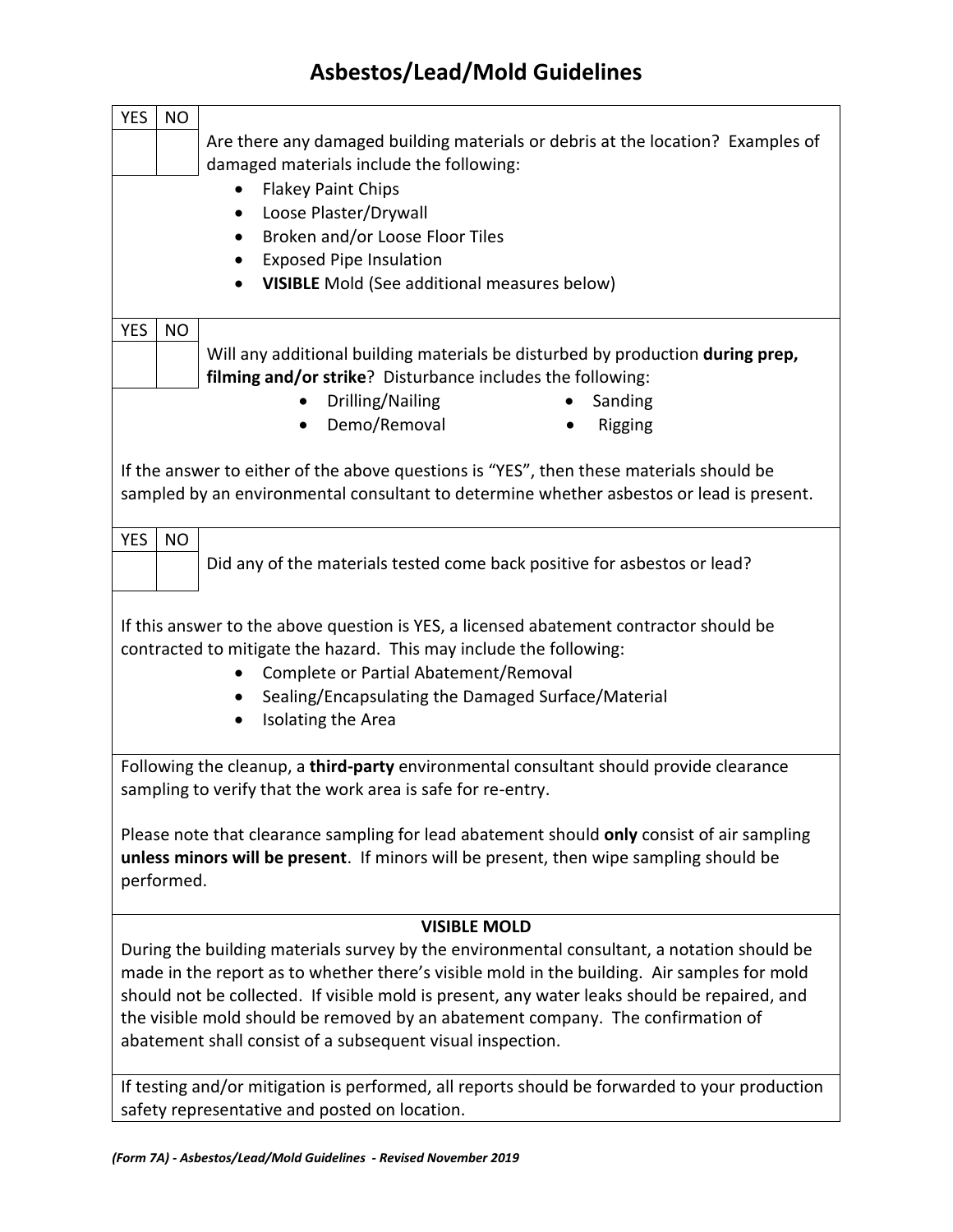# Asbestos/Lead/Mold Guidelines

| YES | NO | |
|---|---|---|
| | | Are there any damaged building materials or debris at the location? Examples of damaged materials include the following: |

- Flakey Paint Chips
- Loose Plaster/Drywall
- Broken and/or Loose Floor Tiles
- Exposed Pipe Insulation
- **VISIBLE** Mold (See additional measures below)

| YES | NO | |
|---|---|---|
| | | Will any additional building materials be disturbed by production **during prep, filming and/or strike**? Disturbance includes the following: |

- Drilling/Nailing
- Sanding
- Demo/Removal
- Rigging

If the answer to either of the above questions is "YES", then these materials should be sampled by an environmental consultant to determine whether asbestos or lead is present.

| YES | NO | |
|---|---|---|
| | | Did any of the materials tested come back positive for asbestos or lead? |

If this answer to the above question is YES, a licensed abatement contractor should be contracted to mitigate the hazard. This may include the following:

- Complete or Partial Abatement/Removal
- Sealing/Encapsulating the Damaged Surface/Material
- Isolating the Area

Following the cleanup, a **third-party** environmental consultant should provide clearance sampling to verify that the work area is safe for re-entry.

Please note that clearance sampling for lead abatement should **only** consist of air sampling **unless minors will be present**. If minors will be present, then wipe sampling should be performed.

**VISIBLE MOLD**

During the building materials survey by the environmental consultant, a notation should be made in the report as to whether there's visible mold in the building. Air samples for mold should not be collected. If visible mold is present, any water leaks should be repaired, and the visible mold should be removed by an abatement company. The confirmation of abatement shall consist of a subsequent visual inspection.

If testing and/or mitigation is performed, all reports should be forwarded to your production safety representative and posted on location.

*(Form 7A) - Asbestos/Lead/Mold Guidelines - Revised November 2019*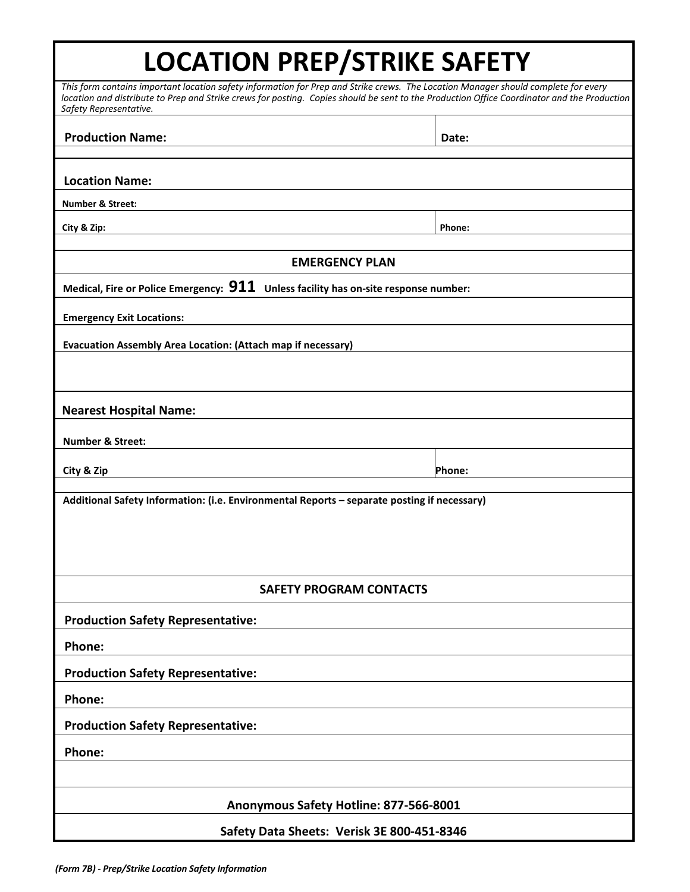# LOCATION PREP/STRIKE SAFETY

*This form contains important location safety information for Prep and Strike crews. The Location Manager should complete for every location and distribute to Prep and Strike crews for posting. Copies should be sent to the Production Office Coordinator and the Production Safety Representative.*

| **Production Name:** | **Date:** |
|---|---|

**Location Name:**

**Number & Street:**

| **City & Zip:** | **Phone:** |
|---|---|

## EMERGENCY PLAN

**Medical, Fire or Police Emergency: 911 Unless facility has on-site response number:**

**Emergency Exit Locations:**

**Evacuation Assembly Area Location: (Attach map if necessary)**

**Nearest Hospital Name:**

**Number & Street:**

| **City & Zip** | **Phone:** |
|---|---|

**Additional Safety Information: (i.e. Environmental Reports – separate posting if necessary)**

## SAFETY PROGRAM CONTACTS

**Production Safety Representative:**

**Phone:**

**Production Safety Representative:**

**Phone:**

**Production Safety Representative:**

**Phone:**

**Anonymous Safety Hotline: 877-566-8001**

**Safety Data Sheets: Verisk 3E 800-451-8346**

***(Form 7B) - Prep/Strike Location Safety Information***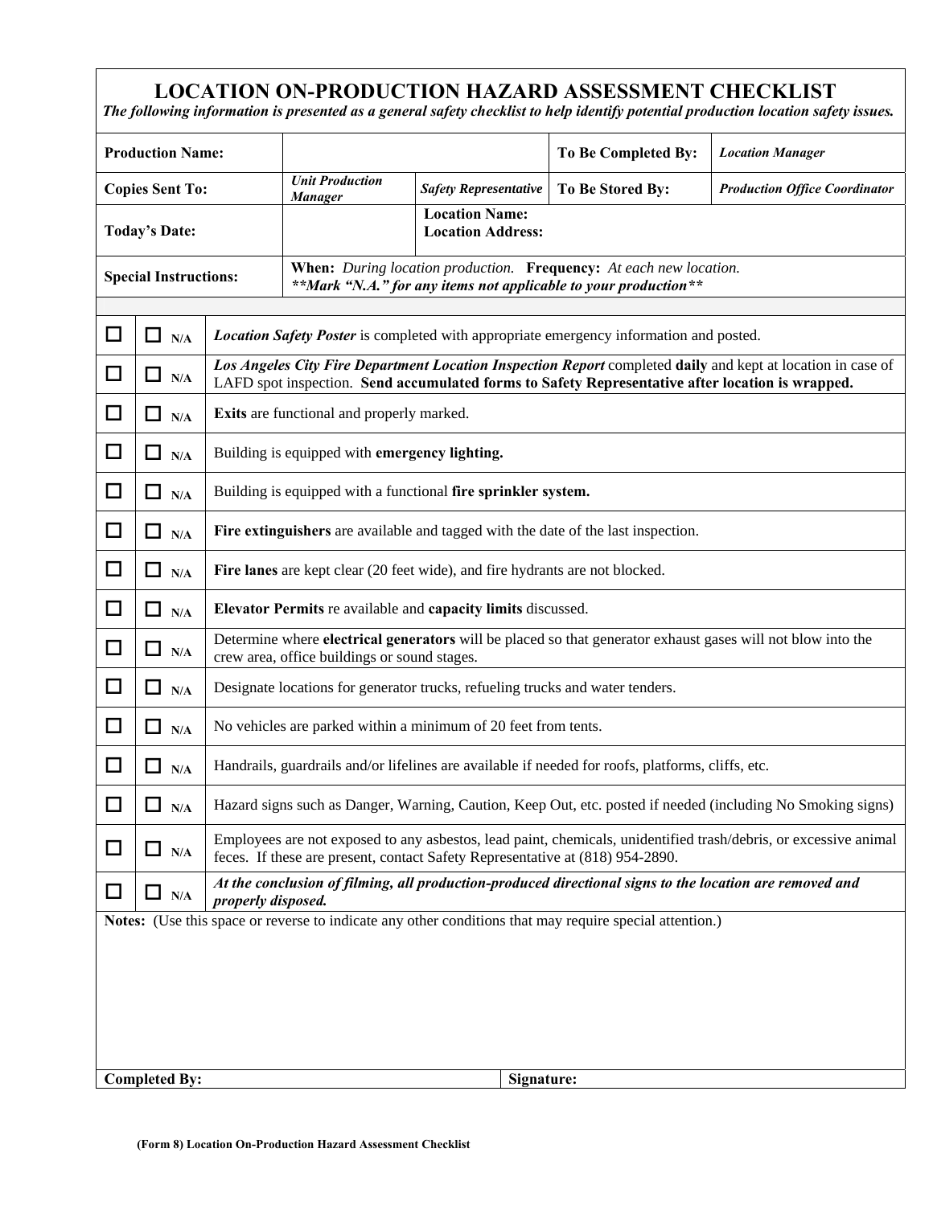# LOCATION ON-PRODUCTION HAZARD ASSESSMENT CHECKLIST

*The following information is presented as a general safety checklist to help identify potential production location safety issues.*

| | | | | |
|---|---|---|---|---|
| **Production Name:** | | | **To Be Completed By:** | ***Location Manager*** |
| **Copies Sent To:** | ***Unit Production Manager*** | ***Safety Representative*** | **To Be Stored By:** | ***Production Office Coordinator*** |
| **Today's Date:** | | **Location Name:** **Location Address:** | | |
| **Special Instructions:** | **When:** *During location production.* **Frequency:** *At each new location.* ***\*\*Mark "N.A." for any items not applicable to your production\*\**** | | | |

| | | |
|---|---|---|
| ☐ | ☐ N/A | ***Location Safety Poster*** is completed with appropriate emergency information and posted. |
| ☐ | ☐ N/A | ***Los Angeles City Fire Department Location Inspection Report*** completed **daily** and kept at location in case of LAFD spot inspection. **Send accumulated forms to Safety Representative after location is wrapped.** |
| ☐ | ☐ N/A | **Exits** are functional and properly marked. |
| ☐ | ☐ N/A | Building is equipped with **emergency lighting.** |
| ☐ | ☐ N/A | Building is equipped with a functional **fire sprinkler system.** |
| ☐ | ☐ N/A | **Fire extinguishers** are available and tagged with the date of the last inspection. |
| ☐ | ☐ N/A | **Fire lanes** are kept clear (20 feet wide), and fire hydrants are not blocked. |
| ☐ | ☐ N/A | **Elevator Permits** re available and **capacity limits** discussed. |
| ☐ | ☐ N/A | Determine where **electrical generators** will be placed so that generator exhaust gases will not blow into the crew area, office buildings or sound stages. |
| ☐ | ☐ N/A | Designate locations for generator trucks, refueling trucks and water tenders. |
| ☐ | ☐ N/A | No vehicles are parked within a minimum of 20 feet from tents. |
| ☐ | ☐ N/A | Handrails, guardrails and/or lifelines are available if needed for roofs, platforms, cliffs, etc. |
| ☐ | ☐ N/A | Hazard signs such as Danger, Warning, Caution, Keep Out, etc. posted if needed (including No Smoking signs) |
| ☐ | ☐ N/A | Employees are not exposed to any asbestos, lead paint, chemicals, unidentified trash/debris, or excessive animal feces. If these are present, contact Safety Representative at (818) 954-2890. |
| ☐ | ☐ N/A | ***At the conclusion of filming, all production-produced directional signs to the location are removed and properly disposed.*** |

**Notes:** (Use this space or reverse to indicate any other conditions that may require special attention.)

| | |
|---|---|
| **Completed By:** | **Signature:** |

**(Form 8) Location On-Production Hazard Assessment Checklist**